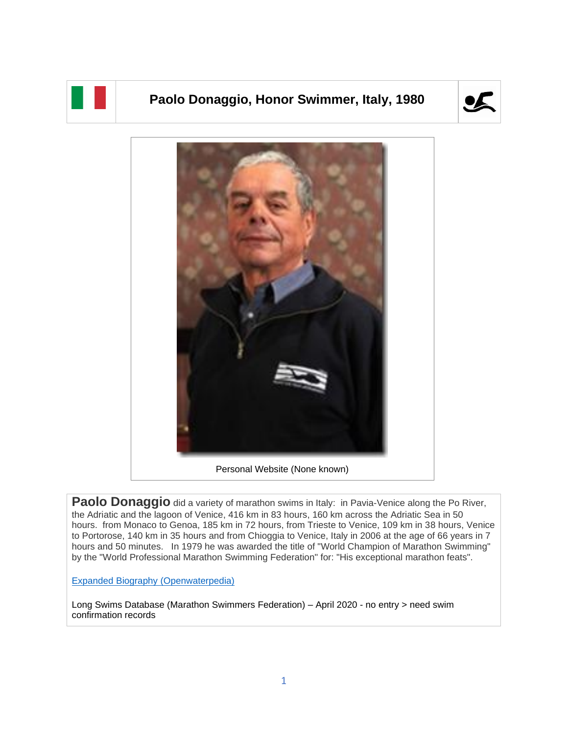# Paolo Donaggio, Honor Swimmer, Italy, 1980

Personal Website (None known)

**Paolo Donaggio** did a variety of marathon swims in Italy: in Pavia-Venice along the Po River, the Adriatic and the lagoon of Venice, 416 km in 83 hours, 160 km across the Adriatic Sea in 50 hours. from Monaco to Genoa, 185 km in 72 hours, from Trieste to Venice, 109 km in 38 hours, Venice to Portorose, 140 km in 35 hours and from Chioggia to Venice, Italy in 2006 at the age of 66 years in 7 hours and 50 minutes. In 1979 he was awarded the title of "World Champion of Marathon Swimming" by the "World Professional Marathon Swimming Federation" for: "His exceptional marathon feats".

Expanded Biography (Openwaterpedia)

Long Swims Database (Marathon Swimmers Federation) – April 2020 - no entry > need swim confirmation records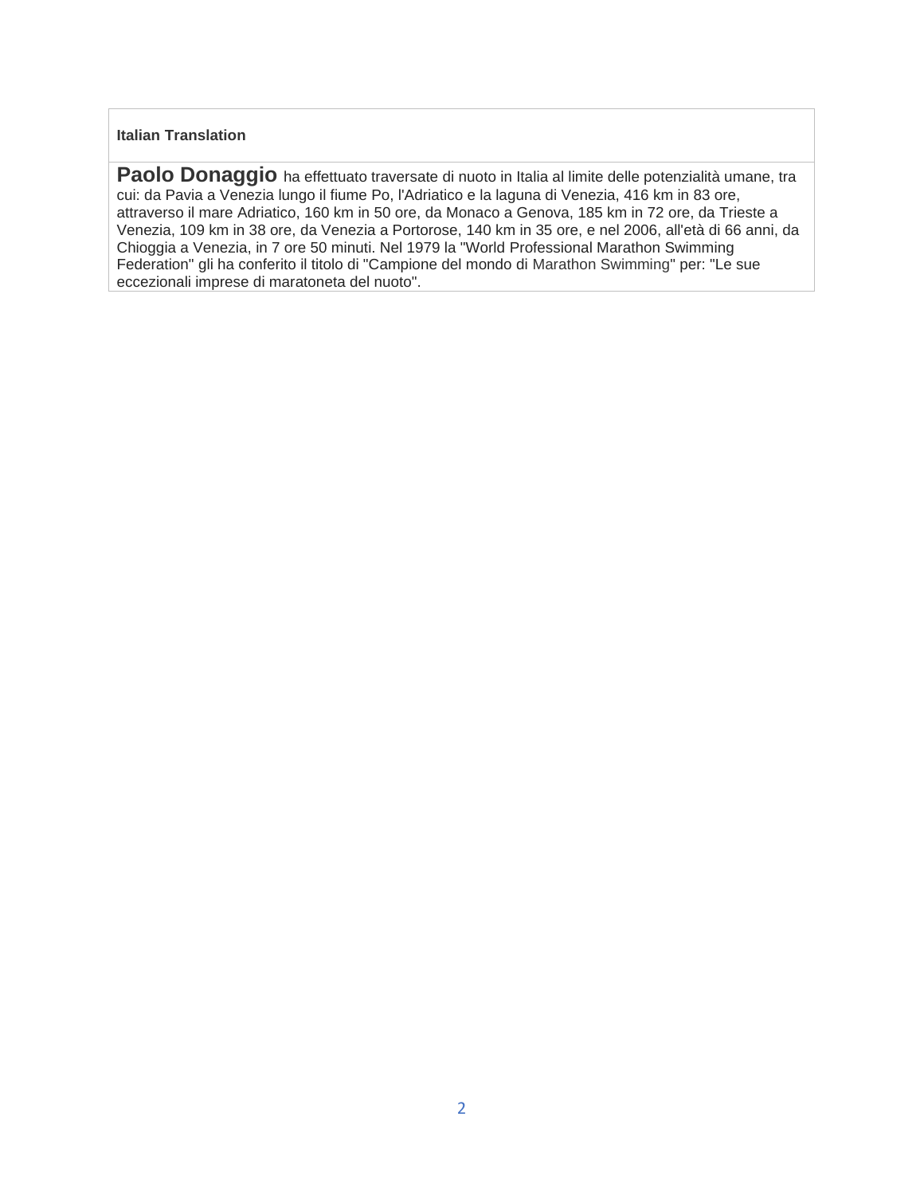| Italian Translation |
| --- |
| **Paolo Donaggio** ha effettuato traversate di nuoto in Italia al limite delle potenzialità umane, tra cui: da Pavia a Venezia lungo il fiume Po, l'Adriatico e la laguna di Venezia, 416 km in 83 ore, attraverso il mare Adriatico, 160 km in 50 ore, da Monaco a Genova, 185 km in 72 ore, da Trieste a Venezia, 109 km in 38 ore, da Venezia a Portorose, 140 km in 35 ore, e nel 2006, all'età di 66 anni, da Chioggia a Venezia, in 7 ore 50 minuti. Nel 1979 la "World Professional Marathon Swimming Federation" gli ha conferito il titolo di "Campione del mondo di Marathon Swimming" per: "Le sue eccezionali imprese di maratoneta del nuoto". |